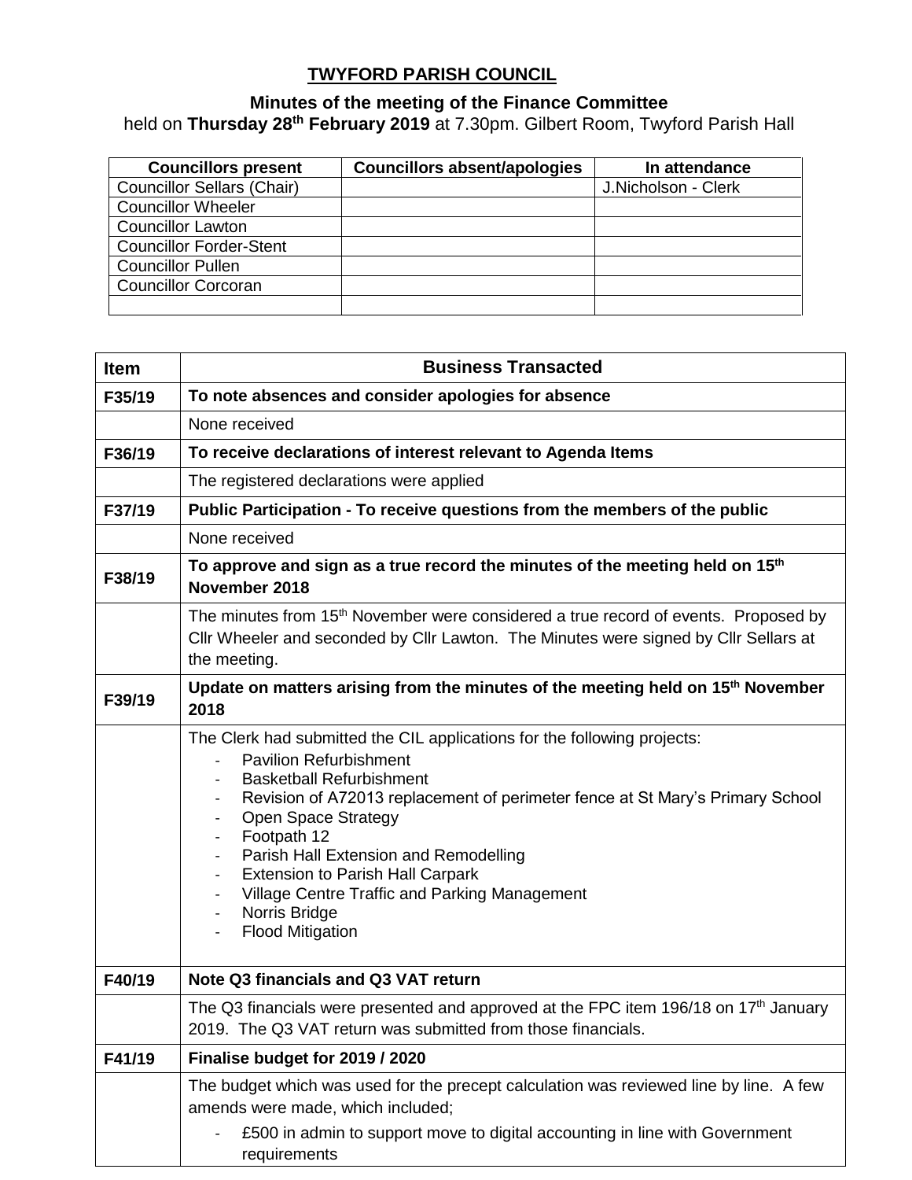# TWYFORD PARISH COUNCIL

## Minutes of the meeting of the Finance Committee

held on **Thursday 28th February 2019** at 7.30pm. Gilbert Room, Twyford Parish Hall

| Councillors present | Councillors absent/apologies | In attendance |
|---|---|---|
| Councillor Sellars (Chair) | | J.Nicholson - Clerk |
| Councillor Wheeler | | |
| Councillor Lawton | | |
| Councillor Forder-Stent | | |
| Councillor Pullen | | |
| Councillor Corcoran | | |
| | | |

| Item | Business Transacted |
|---|---|
| **F35/19** | **To note absences and consider apologies for absence** |
| | None received |
| **F36/19** | **To receive declarations of interest relevant to Agenda Items** |
| | The registered declarations were applied |
| **F37/19** | **Public Participation - To receive questions from the members of the public** |
| | None received |
| **F38/19** | **To approve and sign as a true record the minutes of the meeting held on 15th November 2018** |
| | The minutes from 15th November were considered a true record of events. Proposed by Cllr Wheeler and seconded by Cllr Lawton. The Minutes were signed by Cllr Sellars at the meeting. |
| **F39/19** | **Update on matters arising from the minutes of the meeting held on 15th November 2018** |
| | The Clerk had submitted the CIL applications for the following projects:<br>- Pavilion Refurbishment<br>- Basketball Refurbishment<br>- Revision of A72013 replacement of perimeter fence at St Mary's Primary School<br>- Open Space Strategy<br>- Footpath 12<br>- Parish Hall Extension and Remodelling<br>- Extension to Parish Hall Carpark<br>- Village Centre Traffic and Parking Management<br>- Norris Bridge<br>- Flood Mitigation |
| **F40/19** | **Note Q3 financials and Q3 VAT return** |
| | The Q3 financials were presented and approved at the FPC item 196/18 on 17th January 2019. The Q3 VAT return was submitted from those financials. |
| **F41/19** | **Finalise budget for 2019 / 2020** |
| | The budget which was used for the precept calculation was reviewed line by line. A few amends were made, which included;<br>- £500 in admin to support move to digital accounting in line with Government requirements |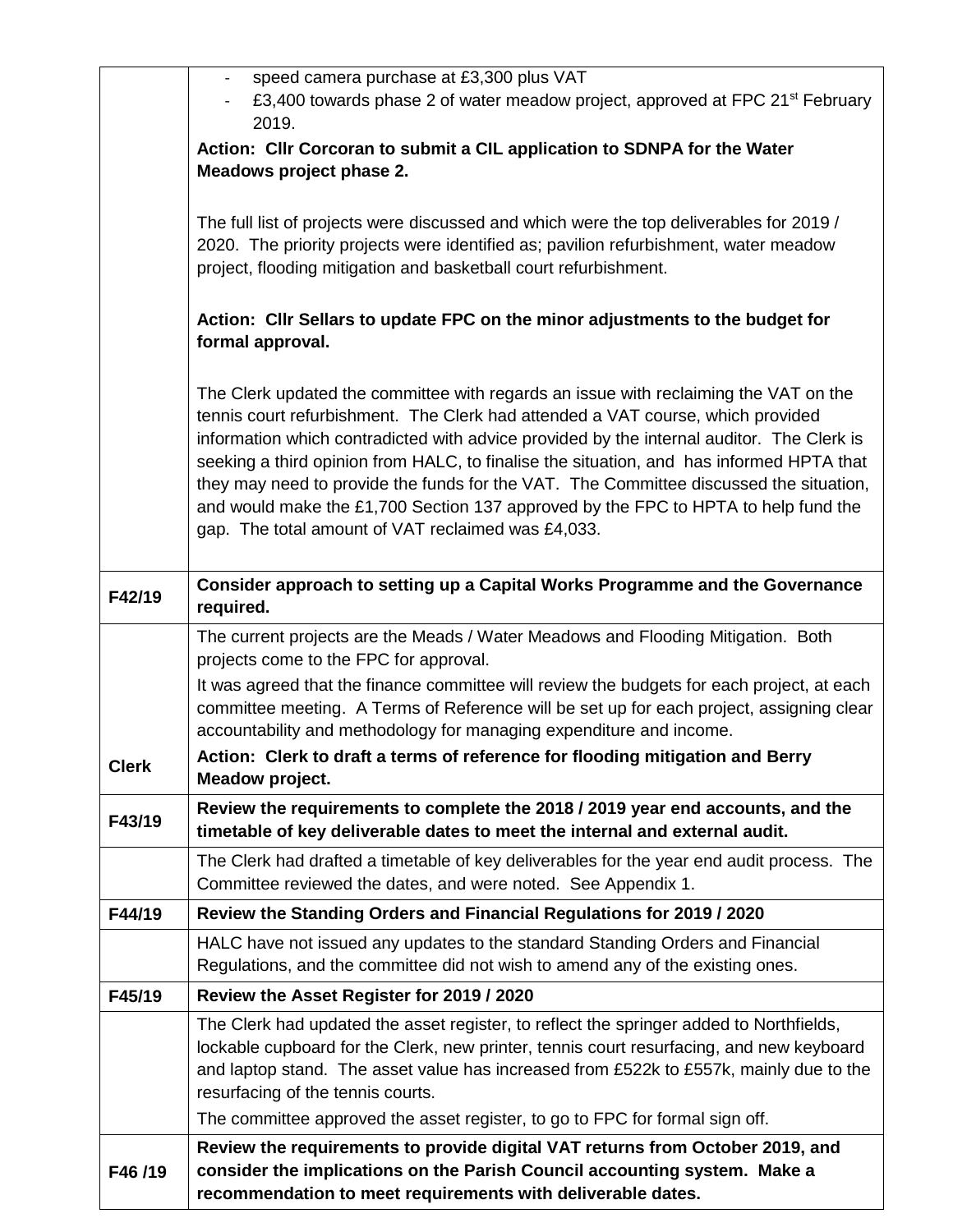| | |
|---|---|
| | - speed camera purchase at £3,300 plus VAT<br>- £3,400 towards phase 2 of water meadow project, approved at FPC 21st February 2019.<br>**Action: Cllr Corcoran to submit a CIL application to SDNPA for the Water Meadows project phase 2.**<br><br>The full list of projects were discussed and which were the top deliverables for 2019 / 2020. The priority projects were identified as; pavilion refurbishment, water meadow project, flooding mitigation and basketball court refurbishment.<br><br>**Action: Cllr Sellars to update FPC on the minor adjustments to the budget for formal approval.**<br><br>The Clerk updated the committee with regards an issue with reclaiming the VAT on the tennis court refurbishment. The Clerk had attended a VAT course, which provided information which contradicted with advice provided by the internal auditor. The Clerk is seeking a third opinion from HALC, to finalise the situation, and has informed HPTA that they may need to provide the funds for the VAT. The Committee discussed the situation, and would make the £1,700 Section 137 approved by the FPC to HPTA to help fund the gap. The total amount of VAT reclaimed was £4,033. |
| **F42/19** | **Consider approach to setting up a Capital Works Programme and the Governance required.** |
| **Clerk** | The current projects are the Meads / Water Meadows and Flooding Mitigation. Both projects come to the FPC for approval.<br>It was agreed that the finance committee will review the budgets for each project, at each committee meeting. A Terms of Reference will be set up for each project, assigning clear accountability and methodology for managing expenditure and income.<br>**Action: Clerk to draft a terms of reference for flooding mitigation and Berry Meadow project.** |
| **F43/19** | **Review the requirements to complete the 2018 / 2019 year end accounts, and the timetable of key deliverable dates to meet the internal and external audit.** |
| | The Clerk had drafted a timetable of key deliverables for the year end audit process. The Committee reviewed the dates, and were noted. See Appendix 1. |
| **F44/19** | **Review the Standing Orders and Financial Regulations for 2019 / 2020** |
| | HALC have not issued any updates to the standard Standing Orders and Financial Regulations, and the committee did not wish to amend any of the existing ones. |
| **F45/19** | **Review the Asset Register for 2019 / 2020** |
| | The Clerk had updated the asset register, to reflect the springer added to Northfields, lockable cupboard for the Clerk, new printer, tennis court resurfacing, and new keyboard and laptop stand. The asset value has increased from £522k to £557k, mainly due to the resurfacing of the tennis courts.<br>The committee approved the asset register, to go to FPC for formal sign off. |
| **F46 /19** | **Review the requirements to provide digital VAT returns from October 2019, and consider the implications on the Parish Council accounting system. Make a recommendation to meet requirements with deliverable dates.** |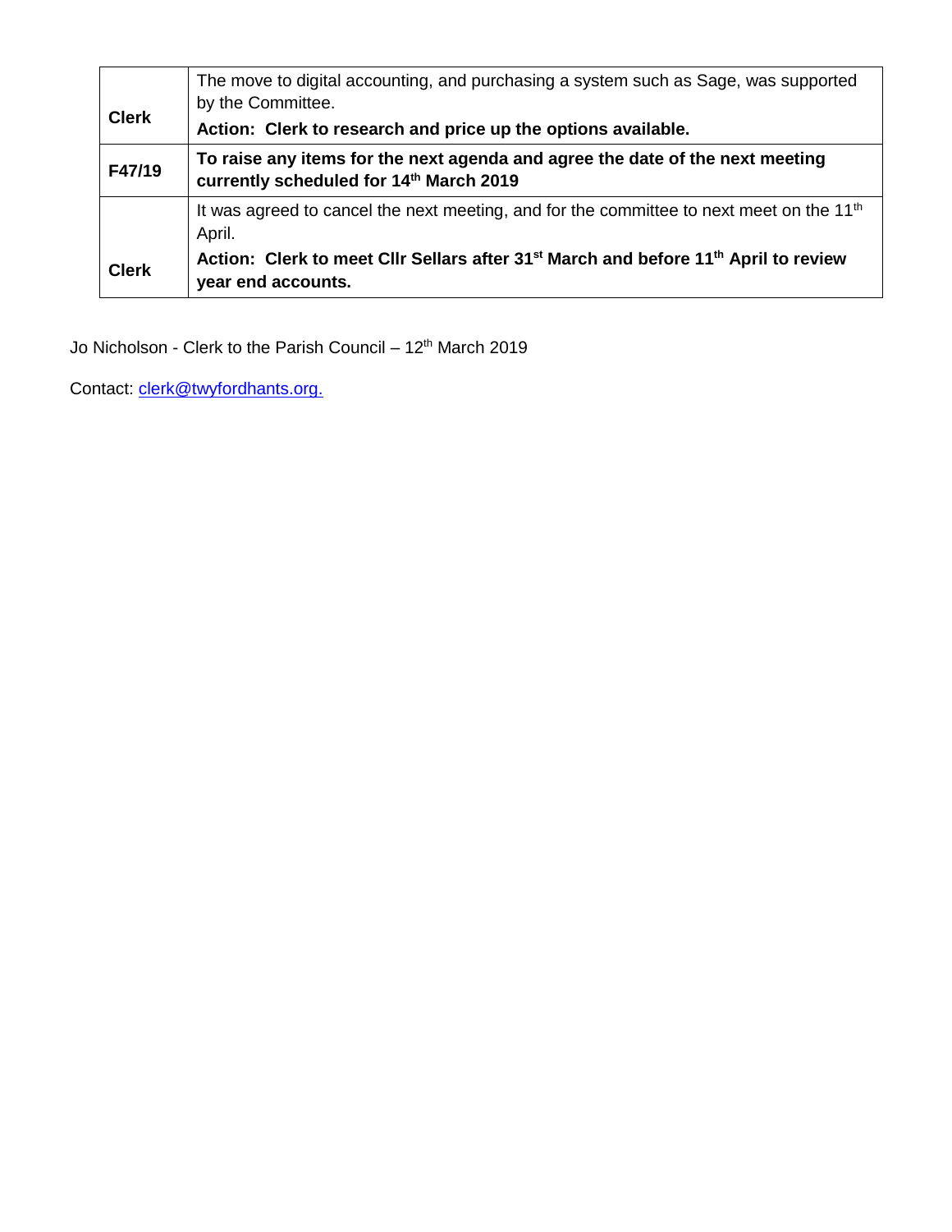| | |
|---|---|
| **Clerk** | The move to digital accounting, and purchasing a system such as Sage, was supported by the Committee.<br>**Action: Clerk to research and price up the options available.** |
| **F47/19** | **To raise any items for the next agenda and agree the date of the next meeting currently scheduled for 14th March 2019** |
| **Clerk** | It was agreed to cancel the next meeting, and for the committee to next meet on the 11th April.<br>**Action: Clerk to meet Cllr Sellars after 31st March and before 11th April to review year end accounts.** |

Jo Nicholson - Clerk to the Parish Council – 12th March 2019

Contact: clerk@twyfordhants.org.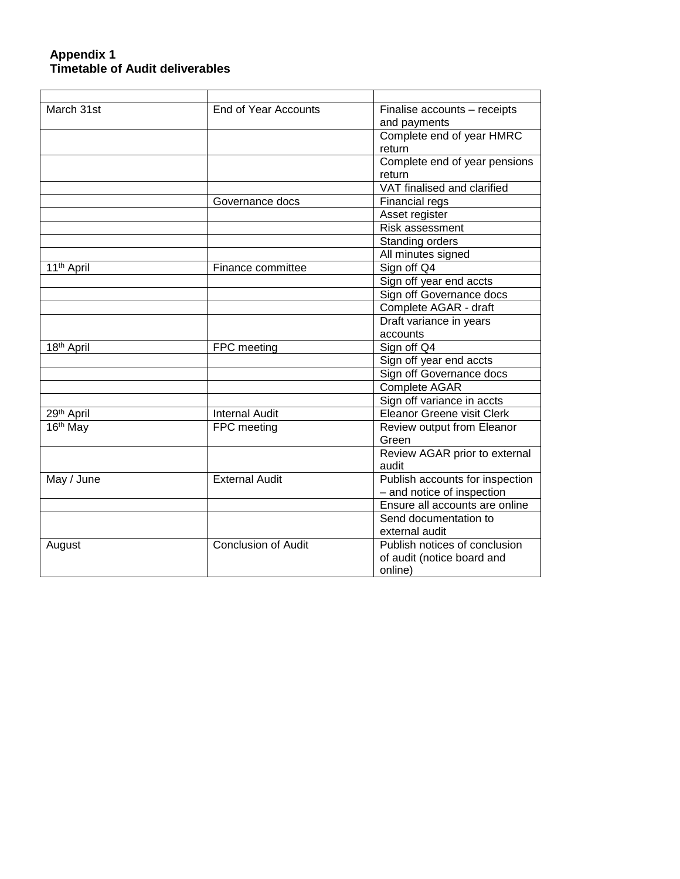**Appendix 1**
**Timetable of Audit deliverables**

| | | |
|---|---|---|
| March 31st | End of Year Accounts | Finalise accounts – receipts and payments |
| | | Complete end of year HMRC return |
| | | Complete end of year pensions return |
| | | VAT finalised and clarified |
| | Governance docs | Financial regs |
| | | Asset register |
| | | Risk assessment |
| | | Standing orders |
| | | All minutes signed |
| 11th April | Finance committee | Sign off Q4 |
| | | Sign off year end accts |
| | | Sign off Governance docs |
| | | Complete AGAR - draft |
| | | Draft variance in years accounts |
| 18th April | FPC meeting | Sign off Q4 |
| | | Sign off year end accts |
| | | Sign off Governance docs |
| | | Complete AGAR |
| | | Sign off variance in accts |
| 29th April | Internal Audit | Eleanor Greene visit Clerk |
| 16th May | FPC meeting | Review output from Eleanor Green |
| | | Review AGAR prior to external audit |
| May / June | External Audit | Publish accounts for inspection – and notice of inspection |
| | | Ensure all accounts are online |
| | | Send documentation to external audit |
| August | Conclusion of Audit | Publish notices of conclusion of audit (notice board and online) |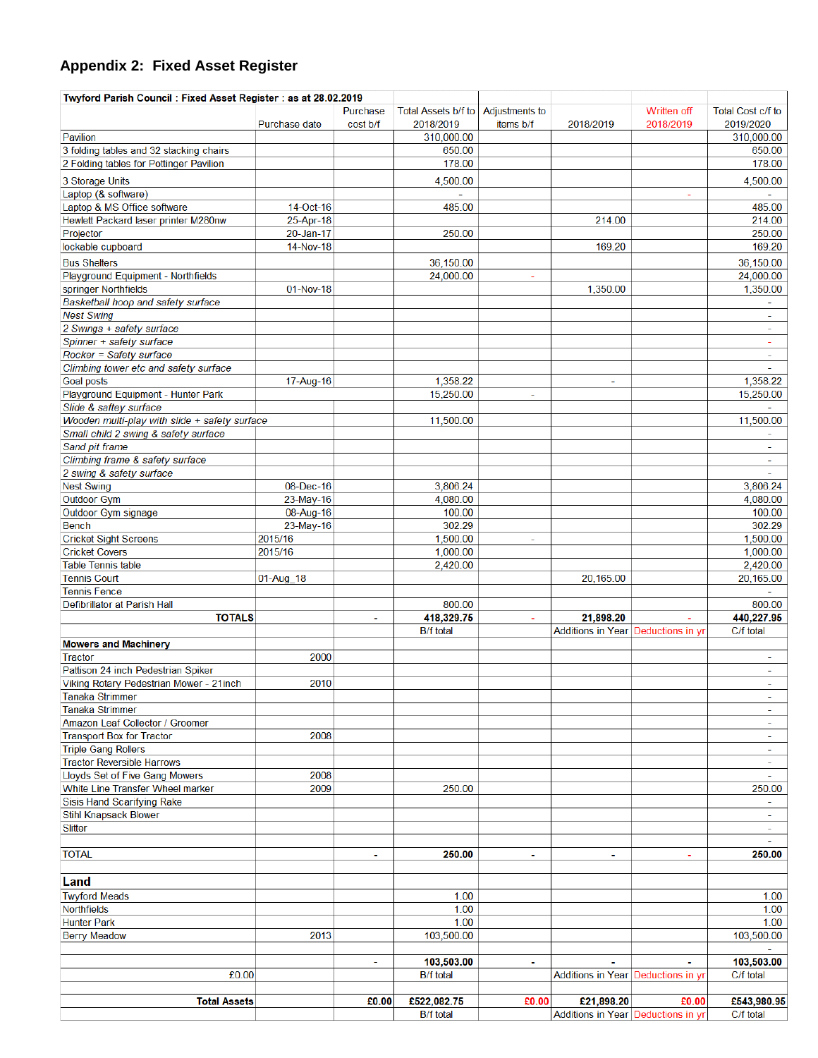## Appendix 2: Fixed Asset Register

| Twyford Parish Council : Fixed Asset Register : as at 28.02.2019 | Purchase date | Purchase cost b/f | Total Assets b/f to 2018/2019 | Adjustments to items b/f | 2018/2019 | Written off 2018/2019 | Total Cost c/f to 2019/2020 |
|---|---|---|---|---|---|---|---|
| Pavilion | | | 310,000.00 | | | | 310,000.00 |
| 3 folding tables and 32 stacking chairs | | | 650.00 | | | | 650.00 |
| 2 Folding tables for Pottinger Pavilion | | | 178.00 | | | | 178.00 |
| 3 Storage Units | | | 4,500.00 | | | | 4,500.00 |
| Laptop (& software) | | | - | | | - | - |
| Laptop & MS Office software | 14-Oct-16 | | 485.00 | | | | 485.00 |
| Hewlett Packard laser printer M280nw | 25-Apr-18 | | | | 214.00 | | 214.00 |
| Projector | 20-Jan-17 | | 250.00 | | | | 250.00 |
| lockable cupboard | 14-Nov-18 | | | | 169.20 | | 169.20 |
| Bus Shelters | | | 36,150.00 | | | | 36,150.00 |
| Playground Equipment - Northfields | | | 24,000.00 | - | | | 24,000.00 |
| springer Northfields | 01-Nov-18 | | | | 1,350.00 | | 1,350.00 |
| *Basketball hoop and safety surface* | | | | | | | - |
| *Nest Swing* | | | | | | | - |
| *2 Swings + safety surface* | | | | | | | - |
| *Spinner + safety surface* | | | | | | | - |
| *Rockor = Safety surface* | | | | | | | - |
| *Climbing tower etc and safety surface* | | | | | | | - |
| Goal posts | 17-Aug-16 | | 1,358.22 | | - | | 1,358.22 |
| Playground Equipment - Hunter Park | | | 15,250.00 | - | | | 15,250.00 |
| *Slide & saftey surface* | | | | | | | - |
| *Wooden multi-play with slide + safety surface* | | | 11,500.00 | | | | 11,500.00 |
| *Small child 2 swing & safety surface* | | | | | | | - |
| *Sand pit frame* | | | | | | | - |
| *Climbing frame & safety surface* | | | | | | | - |
| *2 swing & safety surface* | | | | | | | - |
| Nest Swing | 08-Dec-16 | | 3,806.24 | | | | 3,806.24 |
| Outdoor Gym | 23-May-16 | | 4,080.00 | | | | 4,080.00 |
| Outdoor Gym signage | 08-Aug-16 | | 100.00 | | | | 100.00 |
| Bench | 23-May-16 | | 302.29 | | | | 302.29 |
| Cricket Sight Screens | 2015/16 | | 1,500.00 | - | | | 1,500.00 |
| Cricket Covers | 2015/16 | | 1,000.00 | | | | 1,000.00 |
| Table Tennis table | | | 2,420.00 | | | | 2,420.00 |
| Tennis Court | 01-Aug_18 | | | | 20,165.00 | | 20,165.00 |
| Tennis Fence | | | | | | | - |
| Defibrillator at Parish Hall | | | 800.00 | | | | 800.00 |
| **TOTALS** | | - | **418,329.75** | - | **21,898.20** | - | **440,227.95** |
| | | | B/f total | | Additions in Year | Deductions in yr | C/f total |
| **Mowers and Machinery** | | | | | | | |
| Tractor | 2000 | | | | | | - |
| Pattison 24 inch Pedestrian Spiker | | | | | | | - |
| Viking Rotary Pedestrian Mower - 21inch | 2010 | | | | | | - |
| Tanaka Strimmer | | | | | | | - |
| Tanaka Strimmer | | | | | | | - |
| Amazon Leaf Collector / Groomer | | | | | | | - |
| Transport Box for Tractor | 2008 | | | | | | - |
| Triple Gang Rollers | | | | | | | - |
| Tractor Reversible Harrows | | | | | | | - |
| Lloyds Set of Five Gang Mowers | 2008 | | | | | | - |
| White Line Transfer Wheel marker | 2009 | | 250.00 | | | | 250.00 |
| Sisis Hand Scarifying Rake | | | | | | | - |
| Stihl Knapsack Blower | | | | | | | - |
| Slitter | | | | | | | - |
| | | | | | | | - |
| TOTAL | | - | **250.00** | - | - | - | **250.00** |
| | | | | | | | |
| **Land** | | | | | | | |
| Twyford Meads | | | 1.00 | | | | 1.00 |
| Northfields | | | 1.00 | | | | 1.00 |
| Hunter Park | | | 1.00 | | | | 1.00 |
| Berry Meadow | 2013 | | 103,500.00 | | | | 103,500.00 |
| | | | | | | | - |
| | | - | **103,503.00** | - | - | - | **103,503.00** |
| £0.00 | | | B/f total | | Additions in Year | Deductions in yr | C/f total |
| | | | | | | | |
| **Total Assets** | | **£0.00** | **£522,082.75** | **£0.00** | **£21,898.20** | **£0.00** | **£543,980.95** |
| | | | B/f total | | Additions in Year | Deductions in yr | C/f total |